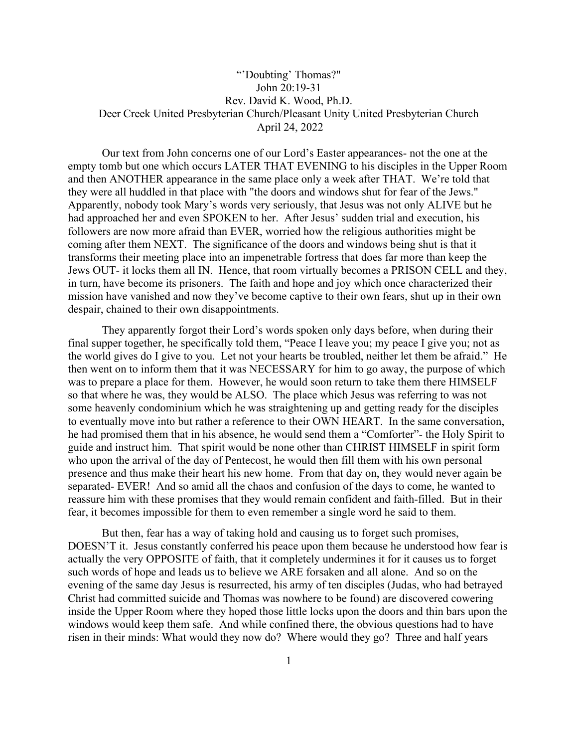# "'Doubting' Thomas?"

John 20:19-31

Rev. David K. Wood, Ph.D.

Deer Creek United Presbyterian Church/Pleasant Unity United Presbyterian Church

April 24, 2022

Our text from John concerns one of our Lord's Easter appearances- not the one at the empty tomb but one which occurs LATER THAT EVENING to his disciples in the Upper Room and then ANOTHER appearance in the same place only a week after THAT. We're told that they were all huddled in that place with "the doors and windows shut for fear of the Jews." Apparently, nobody took Mary's words very seriously, that Jesus was not only ALIVE but he had approached her and even SPOKEN to her. After Jesus' sudden trial and execution, his followers are now more afraid than EVER, worried how the religious authorities might be coming after them NEXT. The significance of the doors and windows being shut is that it transforms their meeting place into an impenetrable fortress that does far more than keep the Jews OUT- it locks them all IN. Hence, that room virtually becomes a PRISON CELL and they, in turn, have become its prisoners. The faith and hope and joy which once characterized their mission have vanished and now they've become captive to their own fears, shut up in their own despair, chained to their own disappointments.

They apparently forgot their Lord's words spoken only days before, when during their final supper together, he specifically told them, "Peace I leave you; my peace I give you; not as the world gives do I give to you. Let not your hearts be troubled, neither let them be afraid." He then went on to inform them that it was NECESSARY for him to go away, the purpose of which was to prepare a place for them. However, he would soon return to take them there HIMSELF so that where he was, they would be ALSO. The place which Jesus was referring to was not some heavenly condominium which he was straightening up and getting ready for the disciples to eventually move into but rather a reference to their OWN HEART. In the same conversation, he had promised them that in his absence, he would send them a "Comforter"- the Holy Spirit to guide and instruct him. That spirit would be none other than CHRIST HIMSELF in spirit form who upon the arrival of the day of Pentecost, he would then fill them with his own personal presence and thus make their heart his new home. From that day on, they would never again be separated- EVER! And so amid all the chaos and confusion of the days to come, he wanted to reassure him with these promises that they would remain confident and faith-filled. But in their fear, it becomes impossible for them to even remember a single word he said to them.

But then, fear has a way of taking hold and causing us to forget such promises, DOESN'T it. Jesus constantly conferred his peace upon them because he understood how fear is actually the very OPPOSITE of faith, that it completely undermines it for it causes us to forget such words of hope and leads us to believe we ARE forsaken and all alone. And so on the evening of the same day Jesus is resurrected, his army of ten disciples (Judas, who had betrayed Christ had committed suicide and Thomas was nowhere to be found) are discovered cowering inside the Upper Room where they hoped those little locks upon the doors and thin bars upon the windows would keep them safe. And while confined there, the obvious questions had to have risen in their minds: What would they now do? Where would they go? Three and half years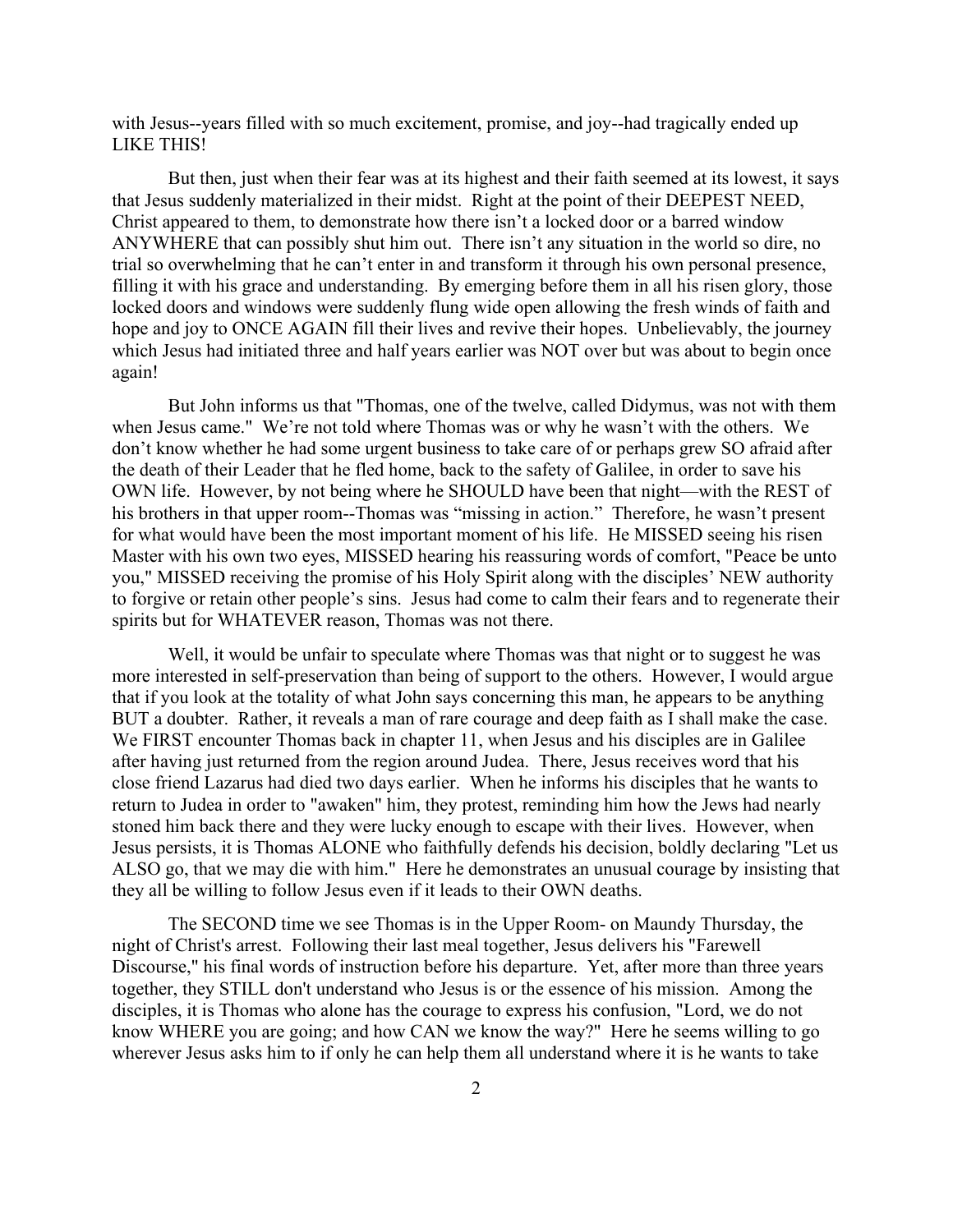with Jesus--years filled with so much excitement, promise, and joy--had tragically ended up LIKE THIS!

But then, just when their fear was at its highest and their faith seemed at its lowest, it says that Jesus suddenly materialized in their midst. Right at the point of their DEEPEST NEED, Christ appeared to them, to demonstrate how there isn't a locked door or a barred window ANYWHERE that can possibly shut him out. There isn't any situation in the world so dire, no trial so overwhelming that he can't enter in and transform it through his own personal presence, filling it with his grace and understanding. By emerging before them in all his risen glory, those locked doors and windows were suddenly flung wide open allowing the fresh winds of faith and hope and joy to ONCE AGAIN fill their lives and revive their hopes. Unbelievably, the journey which Jesus had initiated three and half years earlier was NOT over but was about to begin once again!

But John informs us that "Thomas, one of the twelve, called Didymus, was not with them when Jesus came." We're not told where Thomas was or why he wasn't with the others. We don't know whether he had some urgent business to take care of or perhaps grew SO afraid after the death of their Leader that he fled home, back to the safety of Galilee, in order to save his OWN life. However, by not being where he SHOULD have been that night—with the REST of his brothers in that upper room--Thomas was "missing in action." Therefore, he wasn't present for what would have been the most important moment of his life. He MISSED seeing his risen Master with his own two eyes, MISSED hearing his reassuring words of comfort, "Peace be unto you," MISSED receiving the promise of his Holy Spirit along with the disciples' NEW authority to forgive or retain other people's sins. Jesus had come to calm their fears and to regenerate their spirits but for WHATEVER reason, Thomas was not there.

Well, it would be unfair to speculate where Thomas was that night or to suggest he was more interested in self-preservation than being of support to the others. However, I would argue that if you look at the totality of what John says concerning this man, he appears to be anything BUT a doubter. Rather, it reveals a man of rare courage and deep faith as I shall make the case. We FIRST encounter Thomas back in chapter 11, when Jesus and his disciples are in Galilee after having just returned from the region around Judea. There, Jesus receives word that his close friend Lazarus had died two days earlier. When he informs his disciples that he wants to return to Judea in order to "awaken" him, they protest, reminding him how the Jews had nearly stoned him back there and they were lucky enough to escape with their lives. However, when Jesus persists, it is Thomas ALONE who faithfully defends his decision, boldly declaring "Let us ALSO go, that we may die with him." Here he demonstrates an unusual courage by insisting that they all be willing to follow Jesus even if it leads to their OWN deaths.

The SECOND time we see Thomas is in the Upper Room- on Maundy Thursday, the night of Christ's arrest. Following their last meal together, Jesus delivers his "Farewell Discourse," his final words of instruction before his departure. Yet, after more than three years together, they STILL don't understand who Jesus is or the essence of his mission. Among the disciples, it is Thomas who alone has the courage to express his confusion, "Lord, we do not know WHERE you are going; and how CAN we know the way?" Here he seems willing to go wherever Jesus asks him to if only he can help them all understand where it is he wants to take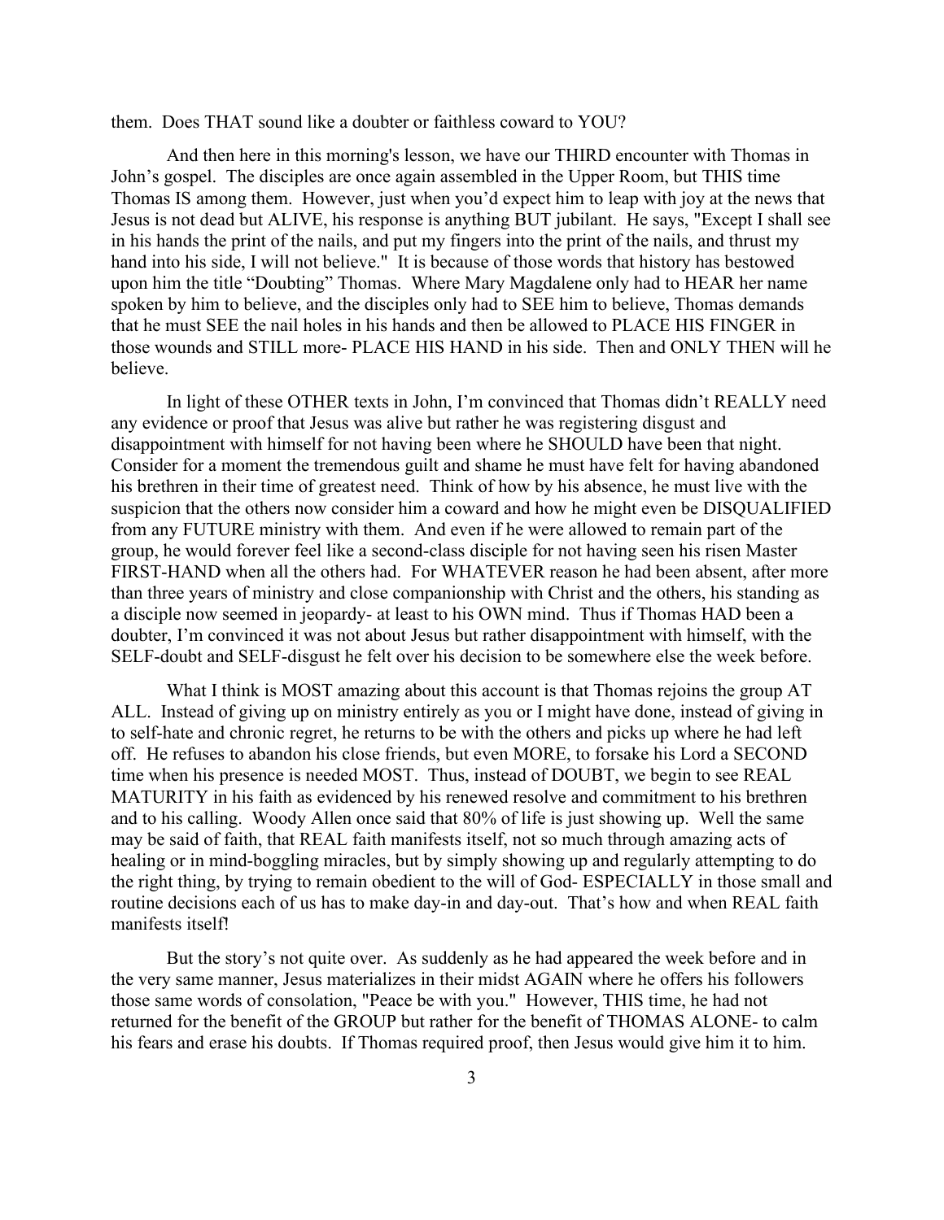them. Does THAT sound like a doubter or faithless coward to YOU?

And then here in this morning's lesson, we have our THIRD encounter with Thomas in John's gospel. The disciples are once again assembled in the Upper Room, but THIS time Thomas IS among them. However, just when you'd expect him to leap with joy at the news that Jesus is not dead but ALIVE, his response is anything BUT jubilant. He says, "Except I shall see in his hands the print of the nails, and put my fingers into the print of the nails, and thrust my hand into his side, I will not believe." It is because of those words that history has bestowed upon him the title "Doubting" Thomas. Where Mary Magdalene only had to HEAR her name spoken by him to believe, and the disciples only had to SEE him to believe, Thomas demands that he must SEE the nail holes in his hands and then be allowed to PLACE HIS FINGER in those wounds and STILL more- PLACE HIS HAND in his side. Then and ONLY THEN will he believe.

In light of these OTHER texts in John, I'm convinced that Thomas didn't REALLY need any evidence or proof that Jesus was alive but rather he was registering disgust and disappointment with himself for not having been where he SHOULD have been that night. Consider for a moment the tremendous guilt and shame he must have felt for having abandoned his brethren in their time of greatest need. Think of how by his absence, he must live with the suspicion that the others now consider him a coward and how he might even be DISQUALIFIED from any FUTURE ministry with them. And even if he were allowed to remain part of the group, he would forever feel like a second-class disciple for not having seen his risen Master FIRST-HAND when all the others had. For WHATEVER reason he had been absent, after more than three years of ministry and close companionship with Christ and the others, his standing as a disciple now seemed in jeopardy- at least to his OWN mind. Thus if Thomas HAD been a doubter, I'm convinced it was not about Jesus but rather disappointment with himself, with the SELF-doubt and SELF-disgust he felt over his decision to be somewhere else the week before.

What I think is MOST amazing about this account is that Thomas rejoins the group AT ALL. Instead of giving up on ministry entirely as you or I might have done, instead of giving in to self-hate and chronic regret, he returns to be with the others and picks up where he had left off. He refuses to abandon his close friends, but even MORE, to forsake his Lord a SECOND time when his presence is needed MOST. Thus, instead of DOUBT, we begin to see REAL MATURITY in his faith as evidenced by his renewed resolve and commitment to his brethren and to his calling. Woody Allen once said that 80% of life is just showing up. Well the same may be said of faith, that REAL faith manifests itself, not so much through amazing acts of healing or in mind-boggling miracles, but by simply showing up and regularly attempting to do the right thing, by trying to remain obedient to the will of God- ESPECIALLY in those small and routine decisions each of us has to make day-in and day-out. That's how and when REAL faith manifests itself!

But the story's not quite over. As suddenly as he had appeared the week before and in the very same manner, Jesus materializes in their midst AGAIN where he offers his followers those same words of consolation, "Peace be with you." However, THIS time, he had not returned for the benefit of the GROUP but rather for the benefit of THOMAS ALONE- to calm his fears and erase his doubts. If Thomas required proof, then Jesus would give him it to him.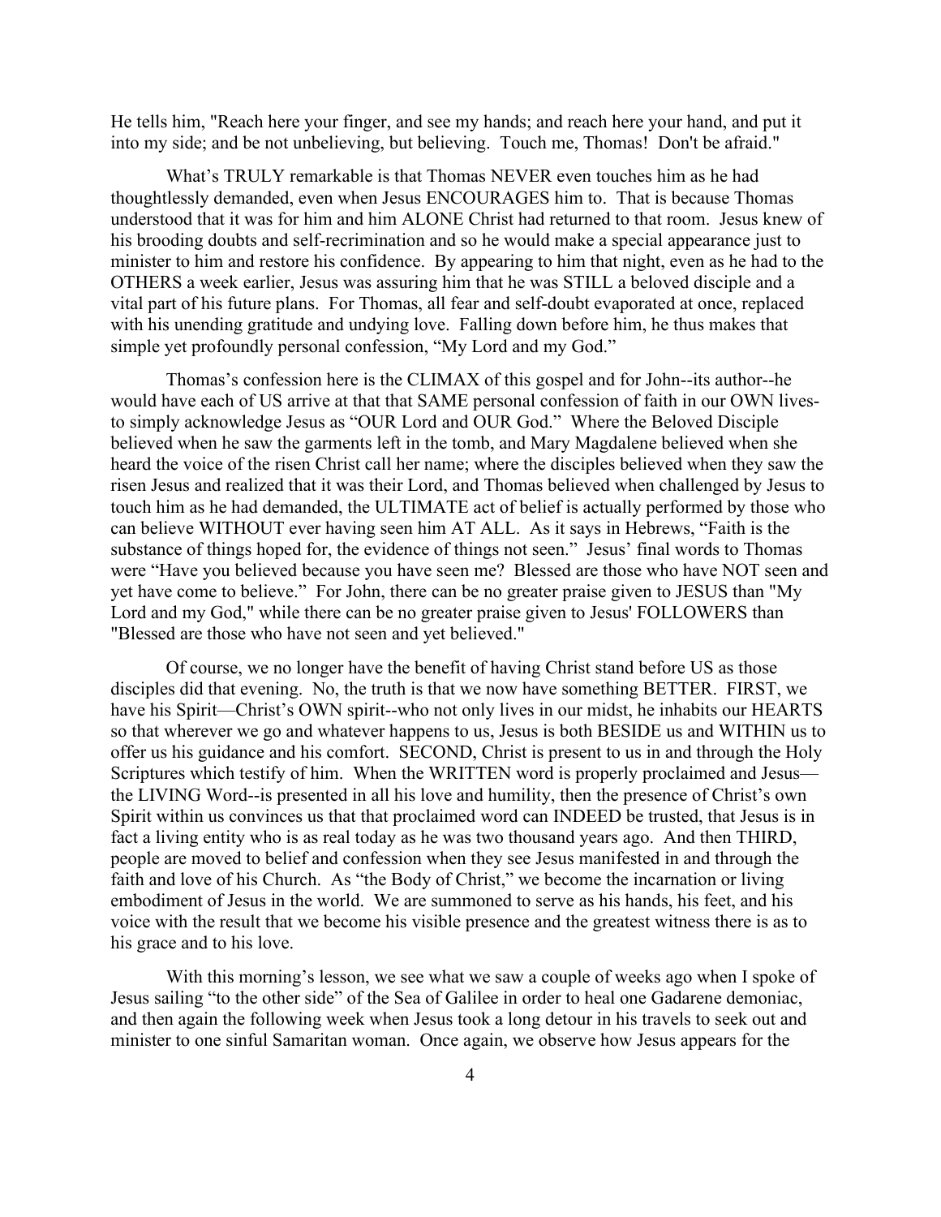He tells him, "Reach here your finger, and see my hands; and reach here your hand, and put it into my side; and be not unbelieving, but believing. Touch me, Thomas! Don't be afraid."

What's TRULY remarkable is that Thomas NEVER even touches him as he had thoughtlessly demanded, even when Jesus ENCOURAGES him to. That is because Thomas understood that it was for him and him ALONE Christ had returned to that room. Jesus knew of his brooding doubts and self-recrimination and so he would make a special appearance just to minister to him and restore his confidence. By appearing to him that night, even as he had to the OTHERS a week earlier, Jesus was assuring him that he was STILL a beloved disciple and a vital part of his future plans. For Thomas, all fear and self-doubt evaporated at once, replaced with his unending gratitude and undying love. Falling down before him, he thus makes that simple yet profoundly personal confession, "My Lord and my God."

Thomas's confession here is the CLIMAX of this gospel and for John--its author--he would have each of US arrive at that that SAME personal confession of faith in our OWN lives-to simply acknowledge Jesus as "OUR Lord and OUR God." Where the Beloved Disciple believed when he saw the garments left in the tomb, and Mary Magdalene believed when she heard the voice of the risen Christ call her name; where the disciples believed when they saw the risen Jesus and realized that it was their Lord, and Thomas believed when challenged by Jesus to touch him as he had demanded, the ULTIMATE act of belief is actually performed by those who can believe WITHOUT ever having seen him AT ALL. As it says in Hebrews, "Faith is the substance of things hoped for, the evidence of things not seen." Jesus' final words to Thomas were "Have you believed because you have seen me? Blessed are those who have NOT seen and yet have come to believe." For John, there can be no greater praise given to JESUS than "My Lord and my God," while there can be no greater praise given to Jesus' FOLLOWERS than "Blessed are those who have not seen and yet believed."

Of course, we no longer have the benefit of having Christ stand before US as those disciples did that evening. No, the truth is that we now have something BETTER. FIRST, we have his Spirit—Christ's OWN spirit--who not only lives in our midst, he inhabits our HEARTS so that wherever we go and whatever happens to us, Jesus is both BESIDE us and WITHIN us to offer us his guidance and his comfort. SECOND, Christ is present to us in and through the Holy Scriptures which testify of him. When the WRITTEN word is properly proclaimed and Jesus—the LIVING Word--is presented in all his love and humility, then the presence of Christ's own Spirit within us convinces us that that proclaimed word can INDEED be trusted, that Jesus is in fact a living entity who is as real today as he was two thousand years ago. And then THIRD, people are moved to belief and confession when they see Jesus manifested in and through the faith and love of his Church. As "the Body of Christ," we become the incarnation or living embodiment of Jesus in the world. We are summoned to serve as his hands, his feet, and his voice with the result that we become his visible presence and the greatest witness there is as to his grace and to his love.

With this morning's lesson, we see what we saw a couple of weeks ago when I spoke of Jesus sailing "to the other side" of the Sea of Galilee in order to heal one Gadarene demoniac, and then again the following week when Jesus took a long detour in his travels to seek out and minister to one sinful Samaritan woman. Once again, we observe how Jesus appears for the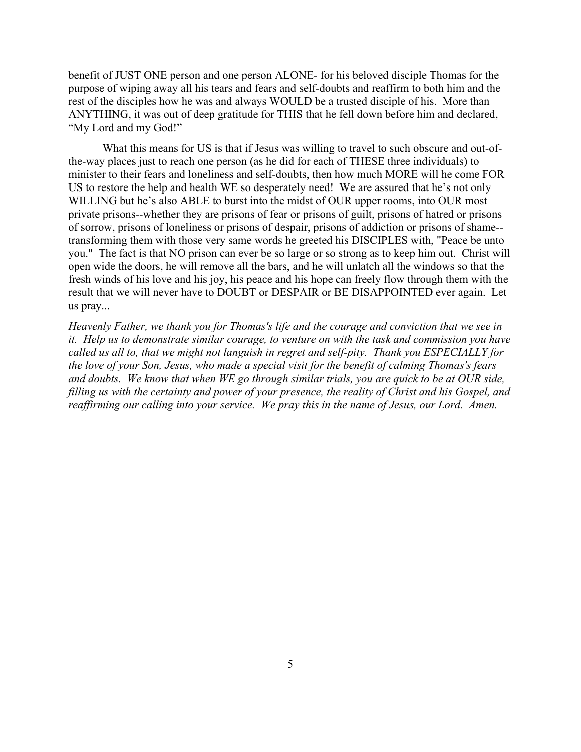benefit of JUST ONE person and one person ALONE- for his beloved disciple Thomas for the purpose of wiping away all his tears and fears and self-doubts and reaffirm to both him and the rest of the disciples how he was and always WOULD be a trusted disciple of his. More than ANYTHING, it was out of deep gratitude for THIS that he fell down before him and declared, "My Lord and my God!"

What this means for US is that if Jesus was willing to travel to such obscure and out-of-the-way places just to reach one person (as he did for each of THESE three individuals) to minister to their fears and loneliness and self-doubts, then how much MORE will he come FOR US to restore the help and health WE so desperately need! We are assured that he's not only WILLING but he's also ABLE to burst into the midst of OUR upper rooms, into OUR most private prisons--whether they are prisons of fear or prisons of guilt, prisons of hatred or prisons of sorrow, prisons of loneliness or prisons of despair, prisons of addiction or prisons of shame--transforming them with those very same words he greeted his DISCIPLES with, "Peace be unto you." The fact is that NO prison can ever be so large or so strong as to keep him out. Christ will open wide the doors, he will remove all the bars, and he will unlatch all the windows so that the fresh winds of his love and his joy, his peace and his hope can freely flow through them with the result that we will never have to DOUBT or DESPAIR or BE DISAPPOINTED ever again. Let us pray...

*Heavenly Father, we thank you for Thomas's life and the courage and conviction that we see in it. Help us to demonstrate similar courage, to venture on with the task and commission you have called us all to, that we might not languish in regret and self-pity. Thank you ESPECIALLY for the love of your Son, Jesus, who made a special visit for the benefit of calming Thomas's fears and doubts. We know that when WE go through similar trials, you are quick to be at OUR side, filling us with the certainty and power of your presence, the reality of Christ and his Gospel, and reaffirming our calling into your service. We pray this in the name of Jesus, our Lord. Amen.*